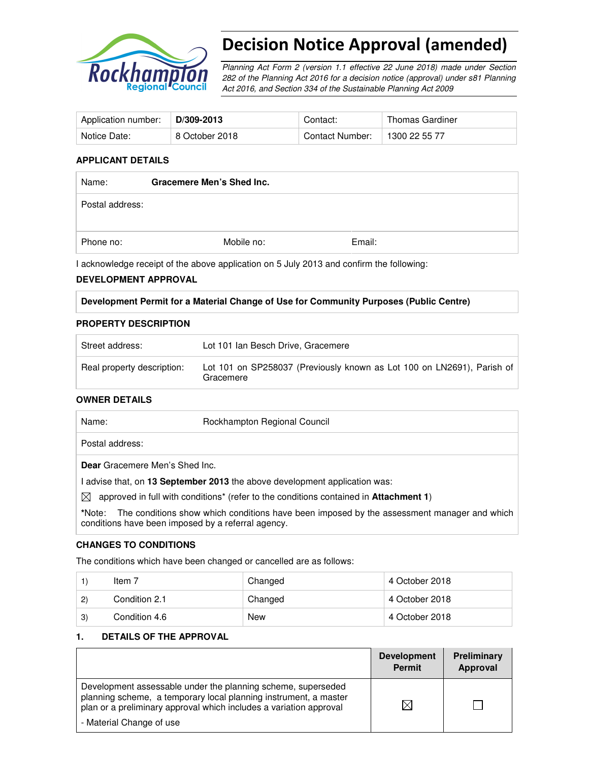# Decision Notice Approval (amended)

*Planning Act Form 2 (version 1.1 effective 22 June 2018) made under Section 282 of the Planning Act 2016 for a decision notice (approval) under s81 Planning Act 2016, and Section 334 of the Sustainable Planning Act 2009*

| Application number: | **D/309-2013** | Contact: | Thomas Gardiner |
|---|---|---|---|
| Notice Date: | 8 October 2018 | Contact Number: | 1300 22 55 77 |

### APPLICANT DETAILS

| Name: | **Gracemere Men's Shed Inc.** | |
|---|---|---|
| Postal address: | | |
| Phone no: | Mobile no: | Email: |

I acknowledge receipt of the above application on 5 July 2013 and confirm the following:

### DEVELOPMENT APPROVAL

**Development Permit for a Material Change of Use for Community Purposes (Public Centre)**

### PROPERTY DESCRIPTION

| Street address: | Lot 101 Ian Besch Drive, Gracemere |
|---|---|
| Real property description: | Lot 101 on SP258037 (Previously known as Lot 100 on LN2691), Parish of Gracemere |

### OWNER DETAILS

| Name: | Rockhampton Regional Council |
|---|---|
| Postal address: | |

**Dear** Gracemere Men's Shed Inc.

I advise that, on **13 September 2013** the above development application was:

☒ approved in full with conditions* (refer to the conditions contained in **Attachment 1**)

*Note: The conditions show which conditions have been imposed by the assessment manager and which conditions have been imposed by a referral agency.

### CHANGES TO CONDITIONS

The conditions which have been changed or cancelled are as follows:

| 1) | Item 7 | Changed | 4 October 2018 |
|---|---|---|---|
| 2) | Condition 2.1 | Changed | 4 October 2018 |
| 3) | Condition 4.6 | New | 4 October 2018 |

### 1. DETAILS OF THE APPROVAL

| | Development Permit | Preliminary Approval |
|---|---|---|
| Development assessable under the planning scheme, superseded planning scheme, a temporary local planning instrument, a master plan or a preliminary approval which includes a variation approval<br>- Material Change of use | ☒ | ☐ |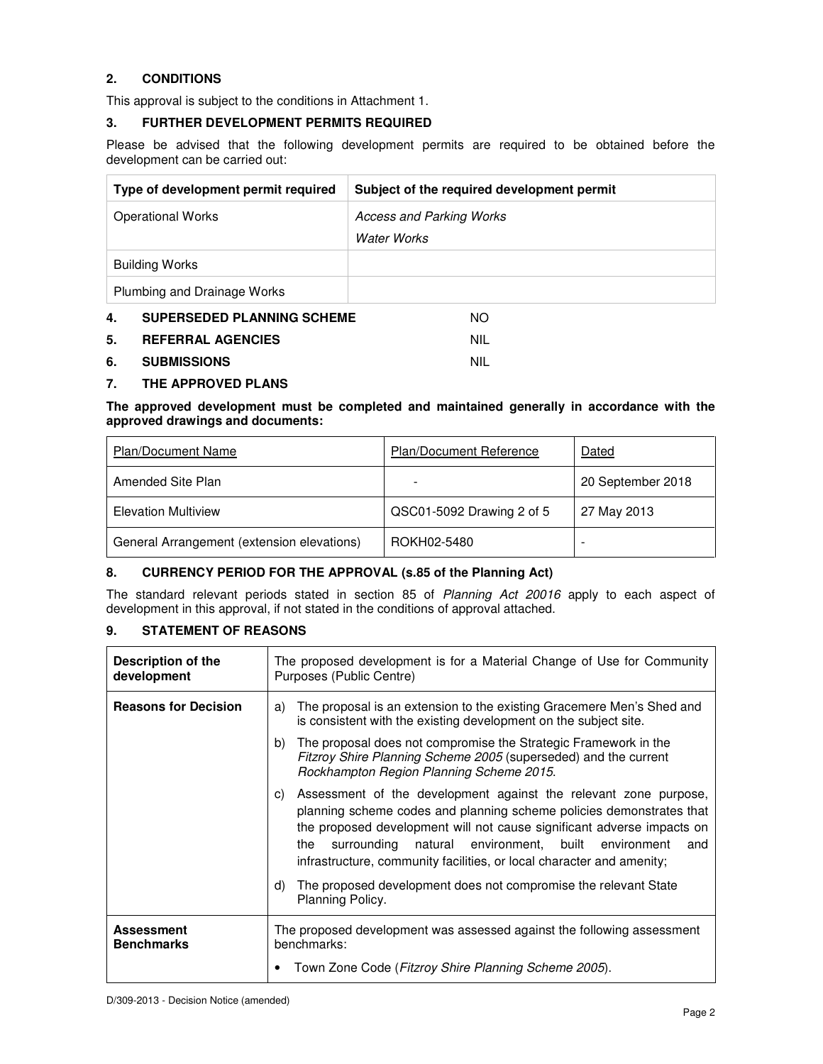## 2. CONDITIONS

This approval is subject to the conditions in Attachment 1.

## 3. FURTHER DEVELOPMENT PERMITS REQUIRED

Please be advised that the following development permits are required to be obtained before the development can be carried out:

| Type of development permit required | Subject of the required development permit |
|---|---|
| Operational Works | *Access and Parking Works*<br>*Water Works* |
| Building Works | |
| Plumbing and Drainage Works | |

## 4. SUPERSEDED PLANNING SCHEME — NO

## 5. REFERRAL AGENCIES — NIL

## 6. SUBMISSIONS — NIL

## 7. THE APPROVED PLANS

**The approved development must be completed and maintained generally in accordance with the approved drawings and documents:**

| Plan/Document Name | Plan/Document Reference | Dated |
|---|---|---|
| Amended Site Plan | - | 20 September 2018 |
| Elevation Multiview | QSC01-5092 Drawing 2 of 5 | 27 May 2013 |
| General Arrangement (extension elevations) | ROKH02-5480 | - |

## 8. CURRENCY PERIOD FOR THE APPROVAL (s.85 of the Planning Act)

The standard relevant periods stated in section 85 of *Planning Act 20016* apply to each aspect of development in this approval, if not stated in the conditions of approval attached.

## 9. STATEMENT OF REASONS

| | |
|---|---|
| **Description of the development** | The proposed development is for a Material Change of Use for Community Purposes (Public Centre) |
| **Reasons for Decision** | a) The proposal is an extension to the existing Gracemere Men's Shed and is consistent with the existing development on the subject site.<br>b) The proposal does not compromise the Strategic Framework in the *Fitzroy Shire Planning Scheme 2005* (superseded) and the current *Rockhampton Region Planning Scheme 2015*.<br>c) Assessment of the development against the relevant zone purpose, planning scheme codes and planning scheme policies demonstrates that the proposed development will not cause significant adverse impacts on the surrounding natural environment, built environment and infrastructure, community facilities, or local character and amenity;<br>d) The proposed development does not compromise the relevant State Planning Policy. |
| **Assessment Benchmarks** | The proposed development was assessed against the following assessment benchmarks:<br>• Town Zone Code (*Fitzroy Shire Planning Scheme 2005*). |

D/309-2013 - Decision Notice (amended)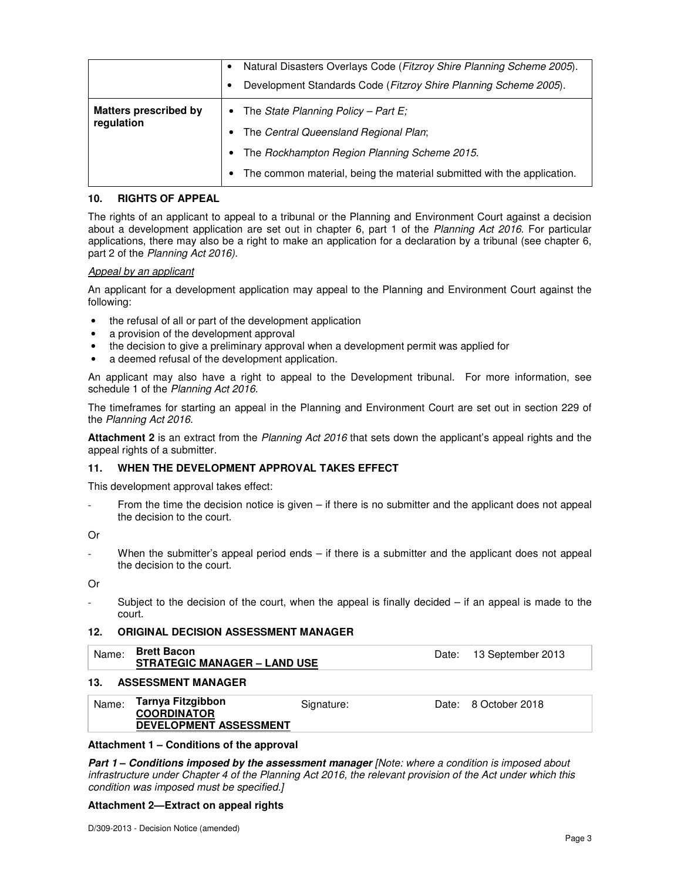| | |
|---|---|
| | • Natural Disasters Overlays Code (*Fitzroy Shire Planning Scheme 2005*).<br>• Development Standards Code (*Fitzroy Shire Planning Scheme 2005*). |
| **Matters prescribed by regulation** | • The *State Planning Policy – Part E;*<br>• The *Central Queensland Regional Plan*;<br>• The *Rockhampton Region Planning Scheme 2015.*<br>• The common material, being the material submitted with the application. |

## 10. RIGHTS OF APPEAL

The rights of an applicant to appeal to a tribunal or the Planning and Environment Court against a decision about a development application are set out in chapter 6, part 1 of the *Planning Act 2016*. For particular applications, there may also be a right to make an application for a declaration by a tribunal (see chapter 6, part 2 of the *Planning Act 2016).*

*Appeal by an applicant*

An applicant for a development application may appeal to the Planning and Environment Court against the following:

- the refusal of all or part of the development application
- a provision of the development approval
- the decision to give a preliminary approval when a development permit was applied for
- a deemed refusal of the development application.

An applicant may also have a right to appeal to the Development tribunal. For more information, see schedule 1 of the *Planning Act 2016*.

The timeframes for starting an appeal in the Planning and Environment Court are set out in section 229 of the *Planning Act 2016*.

**Attachment 2** is an extract from the *Planning Act 2016* that sets down the applicant's appeal rights and the appeal rights of a submitter.

## 11. WHEN THE DEVELOPMENT APPROVAL TAKES EFFECT

This development approval takes effect:

- From the time the decision notice is given – if there is no submitter and the applicant does not appeal the decision to the court.

Or

- When the submitter's appeal period ends – if there is a submitter and the applicant does not appeal the decision to the court.

Or

- Subject to the decision of the court, when the appeal is finally decided – if an appeal is made to the court.

## 12. ORIGINAL DECISION ASSESSMENT MANAGER

| Name: | **Brett Bacon**<br>**STRATEGIC MANAGER – LAND USE** | Date: | 13 September 2013 |
|---|---|---|---|

## 13. ASSESSMENT MANAGER

| Name: | **Tarnya Fitzgibbon**<br>**COORDINATOR**<br>**DEVELOPMENT ASSESSMENT** | Signature: | Date: | 8 October 2018 |
|---|---|---|---|---|

**Attachment 1 – Conditions of the approval**

***Part 1 – Conditions imposed by the assessment manager*** *[Note: where a condition is imposed about infrastructure under Chapter 4 of the Planning Act 2016, the relevant provision of the Act under which this condition was imposed must be specified.]*

**Attachment 2—Extract on appeal rights**

D/309-2013 - Decision Notice (amended)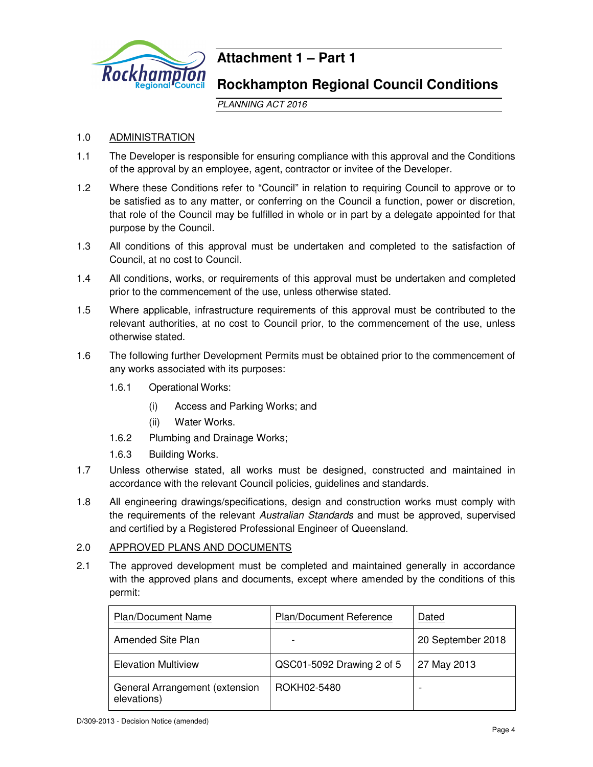# Attachment 1 – Part 1

## Rockhampton Regional Council Conditions

*PLANNING ACT 2016*

1.0 ADMINISTRATION

1.1 The Developer is responsible for ensuring compliance with this approval and the Conditions of the approval by an employee, agent, contractor or invitee of the Developer.

1.2 Where these Conditions refer to "Council" in relation to requiring Council to approve or to be satisfied as to any matter, or conferring on the Council a function, power or discretion, that role of the Council may be fulfilled in whole or in part by a delegate appointed for that purpose by the Council.

1.3 All conditions of this approval must be undertaken and completed to the satisfaction of Council, at no cost to Council.

1.4 All conditions, works, or requirements of this approval must be undertaken and completed prior to the commencement of the use, unless otherwise stated.

1.5 Where applicable, infrastructure requirements of this approval must be contributed to the relevant authorities, at no cost to Council prior, to the commencement of the use, unless otherwise stated.

1.6 The following further Development Permits must be obtained prior to the commencement of any works associated with its purposes:

1.6.1 Operational Works:

(i) Access and Parking Works; and

(ii) Water Works.

1.6.2 Plumbing and Drainage Works;

1.6.3 Building Works.

1.7 Unless otherwise stated, all works must be designed, constructed and maintained in accordance with the relevant Council policies, guidelines and standards.

1.8 All engineering drawings/specifications, design and construction works must comply with the requirements of the relevant *Australian Standards* and must be approved, supervised and certified by a Registered Professional Engineer of Queensland.

2.0 APPROVED PLANS AND DOCUMENTS

2.1 The approved development must be completed and maintained generally in accordance with the approved plans and documents, except where amended by the conditions of this permit:

| Plan/Document Name | Plan/Document Reference | Dated |
|---|---|---|
| Amended Site Plan | - | 20 September 2018 |
| Elevation Multiview | QSC01-5092 Drawing 2 of 5 | 27 May 2013 |
| General Arrangement (extension elevations) | ROKH02-5480 | - |

D/309-2013 - Decision Notice (amended)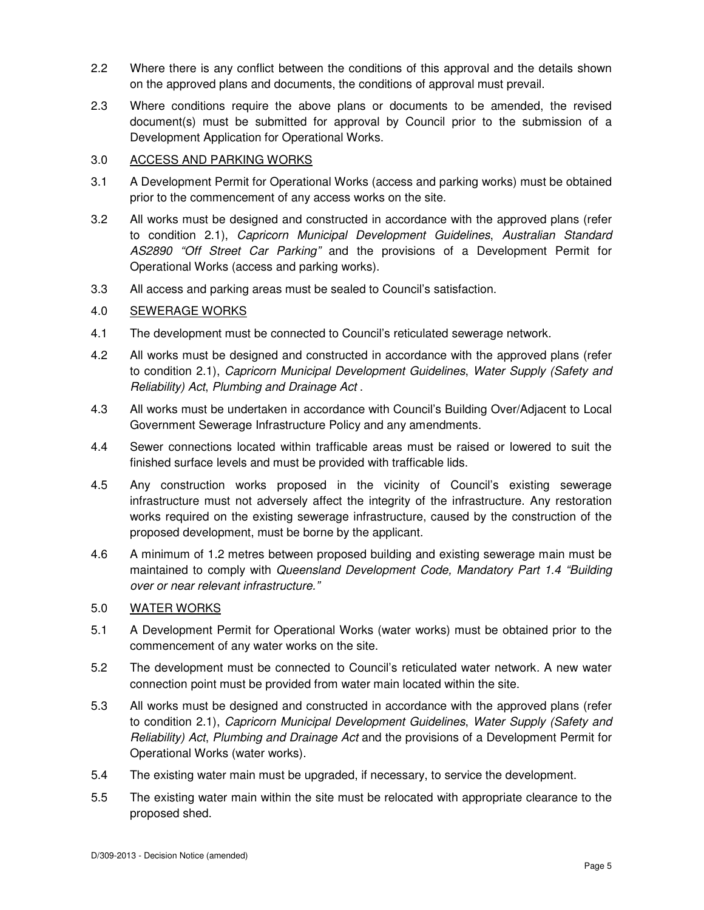2.2 Where there is any conflict between the conditions of this approval and the details shown on the approved plans and documents, the conditions of approval must prevail.

2.3 Where conditions require the above plans or documents to be amended, the revised document(s) must be submitted for approval by Council prior to the submission of a Development Application for Operational Works.

3.0 <u>ACCESS AND PARKING WORKS</u>

3.1 A Development Permit for Operational Works (access and parking works) must be obtained prior to the commencement of any access works on the site.

3.2 All works must be designed and constructed in accordance with the approved plans (refer to condition 2.1), *Capricorn Municipal Development Guidelines*, *Australian Standard AS2890 "Off Street Car Parking"* and the provisions of a Development Permit for Operational Works (access and parking works).

3.3 All access and parking areas must be sealed to Council's satisfaction.

4.0 <u>SEWERAGE WORKS</u>

4.1 The development must be connected to Council's reticulated sewerage network.

4.2 All works must be designed and constructed in accordance with the approved plans (refer to condition 2.1), *Capricorn Municipal Development Guidelines*, *Water Supply (Safety and Reliability) Act*, *Plumbing and Drainage Act* .

4.3 All works must be undertaken in accordance with Council's Building Over/Adjacent to Local Government Sewerage Infrastructure Policy and any amendments.

4.4 Sewer connections located within trafficable areas must be raised or lowered to suit the finished surface levels and must be provided with trafficable lids.

4.5 Any construction works proposed in the vicinity of Council's existing sewerage infrastructure must not adversely affect the integrity of the infrastructure. Any restoration works required on the existing sewerage infrastructure, caused by the construction of the proposed development, must be borne by the applicant.

4.6 A minimum of 1.2 metres between proposed building and existing sewerage main must be maintained to comply with *Queensland Development Code, Mandatory Part 1.4 "Building over or near relevant infrastructure."*

5.0 <u>WATER WORKS</u>

5.1 A Development Permit for Operational Works (water works) must be obtained prior to the commencement of any water works on the site.

5.2 The development must be connected to Council's reticulated water network. A new water connection point must be provided from water main located within the site.

5.3 All works must be designed and constructed in accordance with the approved plans (refer to condition 2.1), *Capricorn Municipal Development Guidelines*, *Water Supply (Safety and Reliability) Act*, *Plumbing and Drainage Act* and the provisions of a Development Permit for Operational Works (water works).

5.4 The existing water main must be upgraded, if necessary, to service the development.

5.5 The existing water main within the site must be relocated with appropriate clearance to the proposed shed.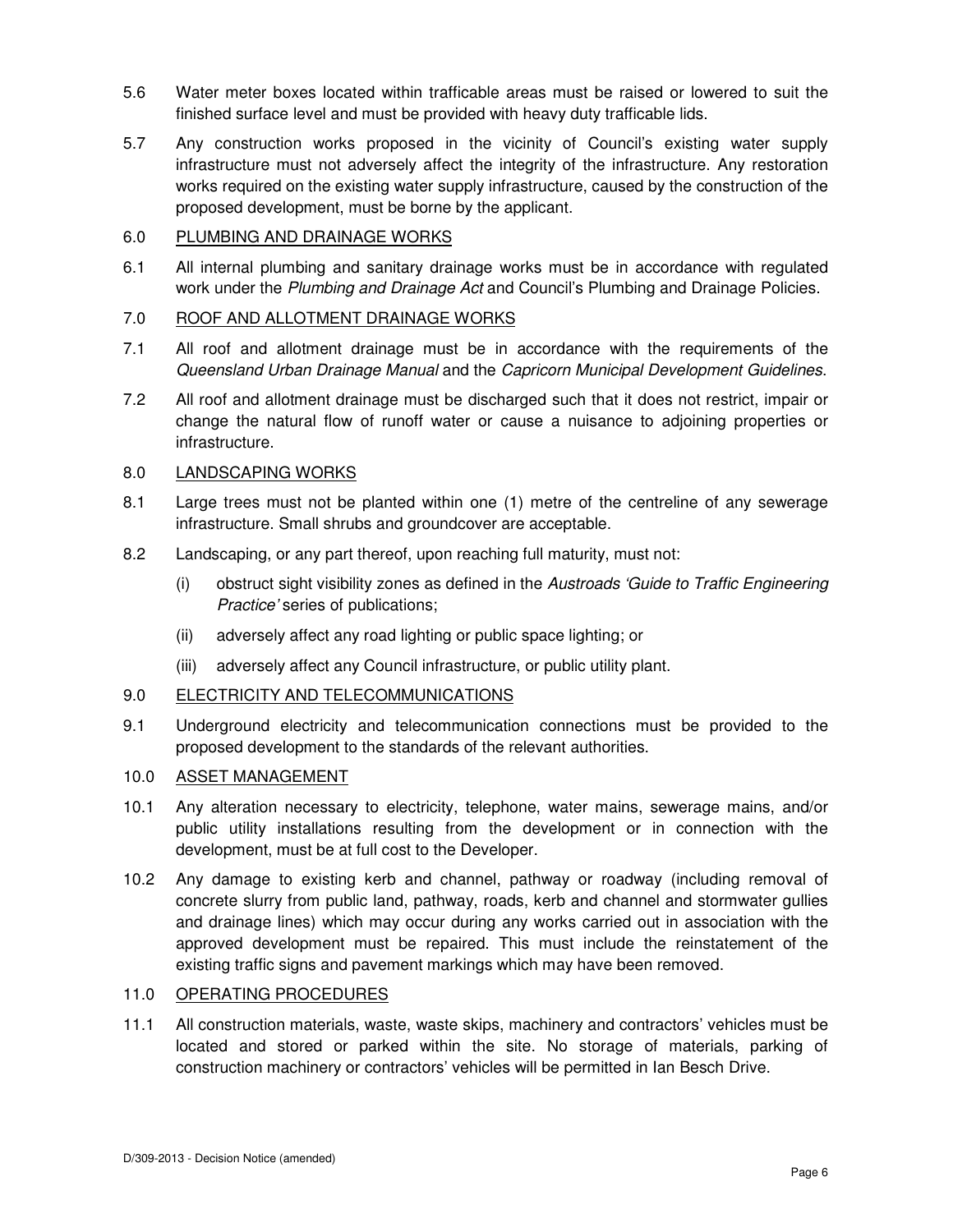5.6 Water meter boxes located within trafficable areas must be raised or lowered to suit the finished surface level and must be provided with heavy duty trafficable lids.

5.7 Any construction works proposed in the vicinity of Council's existing water supply infrastructure must not adversely affect the integrity of the infrastructure. Any restoration works required on the existing water supply infrastructure, caused by the construction of the proposed development, must be borne by the applicant.

6.0 <u>PLUMBING AND DRAINAGE WORKS</u>

6.1 All internal plumbing and sanitary drainage works must be in accordance with regulated work under the *Plumbing and Drainage Act* and Council's Plumbing and Drainage Policies.

7.0 <u>ROOF AND ALLOTMENT DRAINAGE WORKS</u>

7.1 All roof and allotment drainage must be in accordance with the requirements of the *Queensland Urban Drainage Manual* and the *Capricorn Municipal Development Guidelines.*

7.2 All roof and allotment drainage must be discharged such that it does not restrict, impair or change the natural flow of runoff water or cause a nuisance to adjoining properties or infrastructure.

8.0 <u>LANDSCAPING WORKS</u>

8.1 Large trees must not be planted within one (1) metre of the centreline of any sewerage infrastructure. Small shrubs and groundcover are acceptable.

8.2 Landscaping, or any part thereof, upon reaching full maturity, must not:

(i) obstruct sight visibility zones as defined in the *Austroads 'Guide to Traffic Engineering Practice'* series of publications;

(ii) adversely affect any road lighting or public space lighting; or

(iii) adversely affect any Council infrastructure, or public utility plant.

9.0 <u>ELECTRICITY AND TELECOMMUNICATIONS</u>

9.1 Underground electricity and telecommunication connections must be provided to the proposed development to the standards of the relevant authorities.

10.0 <u>ASSET MANAGEMENT</u>

10.1 Any alteration necessary to electricity, telephone, water mains, sewerage mains, and/or public utility installations resulting from the development or in connection with the development, must be at full cost to the Developer.

10.2 Any damage to existing kerb and channel, pathway or roadway (including removal of concrete slurry from public land, pathway, roads, kerb and channel and stormwater gullies and drainage lines) which may occur during any works carried out in association with the approved development must be repaired. This must include the reinstatement of the existing traffic signs and pavement markings which may have been removed.

11.0 <u>OPERATING PROCEDURES</u>

11.1 All construction materials, waste, waste skips, machinery and contractors' vehicles must be located and stored or parked within the site. No storage of materials, parking of construction machinery or contractors' vehicles will be permitted in Ian Besch Drive.

D/309-2013 - Decision Notice (amended)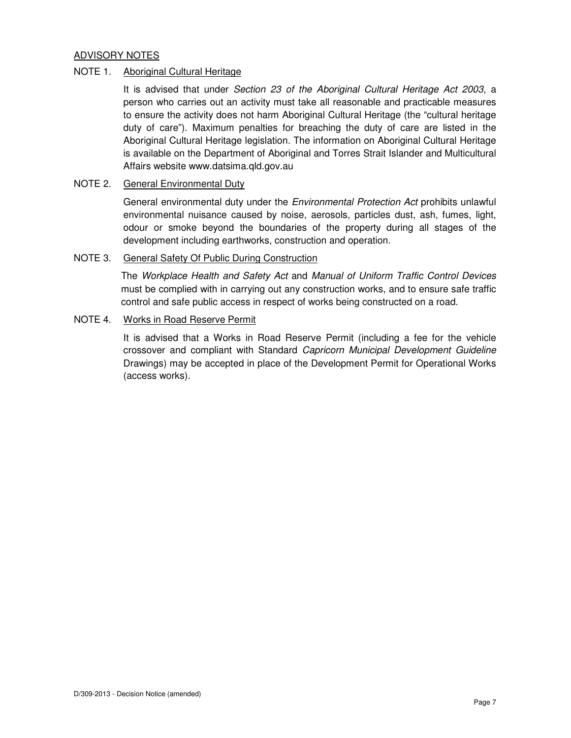## ADVISORY NOTES

### NOTE 1. Aboriginal Cultural Heritage

It is advised that under *Section 23 of the Aboriginal Cultural Heritage Act 2003*, a person who carries out an activity must take all reasonable and practicable measures to ensure the activity does not harm Aboriginal Cultural Heritage (the "cultural heritage duty of care"). Maximum penalties for breaching the duty of care are listed in the Aboriginal Cultural Heritage legislation. The information on Aboriginal Cultural Heritage is available on the Department of Aboriginal and Torres Strait Islander and Multicultural Affairs website www.datsima.qld.gov.au

### NOTE 2. General Environmental Duty

General environmental duty under the *Environmental Protection Act* prohibits unlawful environmental nuisance caused by noise, aerosols, particles dust, ash, fumes, light, odour or smoke beyond the boundaries of the property during all stages of the development including earthworks, construction and operation.

### NOTE 3. General Safety Of Public During Construction

The *Workplace Health and Safety Act* and *Manual of Uniform Traffic Control Devices* must be complied with in carrying out any construction works, and to ensure safe traffic control and safe public access in respect of works being constructed on a road.

### NOTE 4. Works in Road Reserve Permit

It is advised that a Works in Road Reserve Permit (including a fee for the vehicle crossover and compliant with Standard *Capricorn Municipal Development Guideline* Drawings) may be accepted in place of the Development Permit for Operational Works (access works).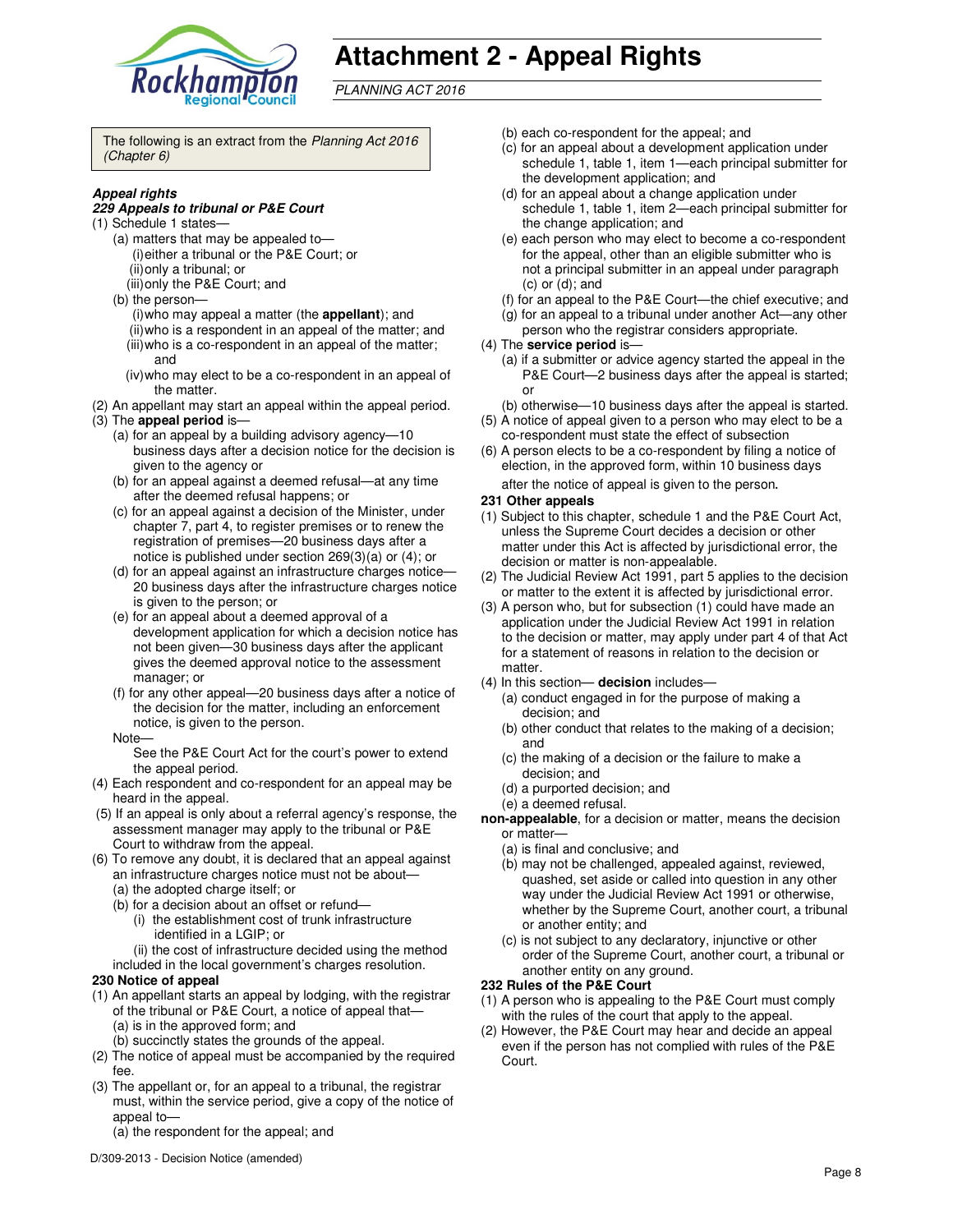# Attachment 2 - Appeal Rights

*PLANNING ACT 2016*

The following is an extract from the *Planning Act 2016 (Chapter 6)*

***Appeal rights***

***229 Appeals to tribunal or P&E Court***

(1) Schedule 1 states—
- (a) matters that may be appealed to—
  - (i) either a tribunal or the P&E Court; or
  - (ii) only a tribunal; or
  - (iii) only the P&E Court; and
- (b) the person—
  - (i) who may appeal a matter (the **appellant**); and
  - (ii) who is a respondent in an appeal of the matter; and
  - (iii) who is a co-respondent in an appeal of the matter; and
  - (iv) who may elect to be a co-respondent in an appeal of the matter.

(2) An appellant may start an appeal within the appeal period.

(3) The **appeal period** is—
- (a) for an appeal by a building advisory agency—10 business days after a decision notice for the decision is given to the agency or
- (b) for an appeal against a deemed refusal—at any time after the deemed refusal happens; or
- (c) for an appeal against a decision of the Minister, under chapter 7, part 4, to register premises or to renew the registration of premises—20 business days after a notice is published under section 269(3)(a) or (4); or
- (d) for an appeal against an infrastructure charges notice—20 business days after the infrastructure charges notice is given to the person; or
- (e) for an appeal about a deemed approval of a development application for which a decision notice has not been given—30 business days after the applicant gives the deemed approval notice to the assessment manager; or
- (f) for any other appeal—20 business days after a notice of the decision for the matter, including an enforcement notice, is given to the person.

Note—
See the P&E Court Act for the court's power to extend the appeal period.

(4) Each respondent and co-respondent for an appeal may be heard in the appeal.

(5) If an appeal is only about a referral agency's response, the assessment manager may apply to the tribunal or P&E Court to withdraw from the appeal.

(6) To remove any doubt, it is declared that an appeal against an infrastructure charges notice must not be about—
- (a) the adopted charge itself; or
- (b) for a decision about an offset or refund—
  - (i) the establishment cost of trunk infrastructure identified in a LGIP; or
  - (ii) the cost of infrastructure decided using the method

included in the local government's charges resolution.

**230 Notice of appeal**

(1) An appellant starts an appeal by lodging, with the registrar of the tribunal or P&E Court, a notice of appeal that—
- (a) is in the approved form; and
- (b) succinctly states the grounds of the appeal.

(2) The notice of appeal must be accompanied by the required fee.

(3) The appellant or, for an appeal to a tribunal, the registrar must, within the service period, give a copy of the notice of appeal to—
- (a) the respondent for the appeal; and
- (b) each co-respondent for the appeal; and
- (c) for an appeal about a development application under schedule 1, table 1, item 1—each principal submitter for the development application; and
- (d) for an appeal about a change application under schedule 1, table 1, item 2—each principal submitter for the change application; and
- (e) each person who may elect to become a co-respondent for the appeal, other than an eligible submitter who is not a principal submitter in an appeal under paragraph (c) or (d); and
- (f) for an appeal to the P&E Court—the chief executive; and
- (g) for an appeal to a tribunal under another Act—any other person who the registrar considers appropriate.

(4) The **service period** is—
- (a) if a submitter or advice agency started the appeal in the P&E Court—2 business days after the appeal is started; or
- (b) otherwise—10 business days after the appeal is started.

(5) A notice of appeal given to a person who may elect to be a co-respondent must state the effect of subsection

(6) A person elects to be a co-respondent by filing a notice of election, in the approved form, within 10 business days after the notice of appeal is given to the person.

**231 Other appeals**

(1) Subject to this chapter, schedule 1 and the P&E Court Act, unless the Supreme Court decides a decision or other matter under this Act is affected by jurisdictional error, the decision or matter is non-appealable.

(2) The Judicial Review Act 1991, part 5 applies to the decision or matter to the extent it is affected by jurisdictional error.

(3) A person who, but for subsection (1) could have made an application under the Judicial Review Act 1991 in relation to the decision or matter, may apply under part 4 of that Act for a statement of reasons in relation to the decision or matter.

(4) In this section— **decision** includes—
- (a) conduct engaged in for the purpose of making a decision; and
- (b) other conduct that relates to the making of a decision; and
- (c) the making of a decision or the failure to make a decision; and
- (d) a purported decision; and
- (e) a deemed refusal.

**non-appealable**, for a decision or matter, means the decision or matter—
- (a) is final and conclusive; and
- (b) may not be challenged, appealed against, reviewed, quashed, set aside or called into question in any other way under the Judicial Review Act 1991 or otherwise, whether by the Supreme Court, another court, a tribunal or another entity; and
- (c) is not subject to any declaratory, injunctive or other order of the Supreme Court, another court, a tribunal or another entity on any ground.

**232 Rules of the P&E Court**

(1) A person who is appealing to the P&E Court must comply with the rules of the court that apply to the appeal.

(2) However, the P&E Court may hear and decide an appeal even if the person has not complied with rules of the P&E Court.

D/309-2013 - Decision Notice (amended)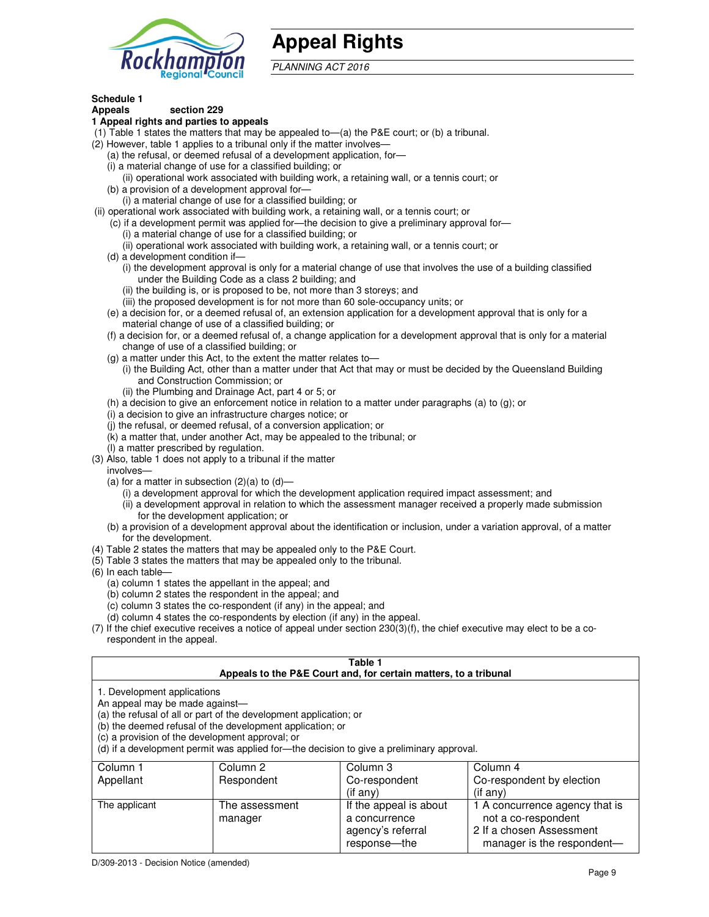# Appeal Rights

*PLANNING ACT 2016*

**Schedule 1**
**Appeals** section 229

**1 Appeal rights and parties to appeals**

(1) Table 1 states the matters that may be appealed to—(a) the P&E court; or (b) a tribunal.

(2) However, table 1 applies to a tribunal only if the matter involves—

(a) the refusal, or deemed refusal of a development application, for—

(i) a material change of use for a classified building; or

(ii) operational work associated with building work, a retaining wall, or a tennis court; or

(b) a provision of a development approval for—

(i) a material change of use for a classified building; or

(ii) operational work associated with building work, a retaining wall, or a tennis court; or

(c) if a development permit was applied for—the decision to give a preliminary approval for—

(i) a material change of use for a classified building; or

(ii) operational work associated with building work, a retaining wall, or a tennis court; or

(d) a development condition if—

(i) the development approval is only for a material change of use that involves the use of a building classified under the Building Code as a class 2 building; and

(ii) the building is, or is proposed to be, not more than 3 storeys; and

(iii) the proposed development is for not more than 60 sole-occupancy units; or

(e) a decision for, or a deemed refusal of, an extension application for a development approval that is only for a material change of use of a classified building; or

(f) a decision for, or a deemed refusal of, a change application for a development approval that is only for a material change of use of a classified building; or

(g) a matter under this Act, to the extent the matter relates to—

(i) the Building Act, other than a matter under that Act that may or must be decided by the Queensland Building and Construction Commission; or

(ii) the Plumbing and Drainage Act, part 4 or 5; or

(h) a decision to give an enforcement notice in relation to a matter under paragraphs (a) to (g); or

(i) a decision to give an infrastructure charges notice; or

(j) the refusal, or deemed refusal, of a conversion application; or

(k) a matter that, under another Act, may be appealed to the tribunal; or

(l) a matter prescribed by regulation.

(3) Also, table 1 does not apply to a tribunal if the matter involves—

(a) for a matter in subsection (2)(a) to (d)—

(i) a development approval for which the development application required impact assessment; and

(ii) a development approval in relation to which the assessment manager received a properly made submission for the development application; or

(b) a provision of a development approval about the identification or inclusion, under a variation approval, of a matter for the development.

(4) Table 2 states the matters that may be appealed only to the P&E Court.

(5) Table 3 states the matters that may be appealed only to the tribunal.

(6) In each table—

(a) column 1 states the appellant in the appeal; and

(b) column 2 states the respondent in the appeal; and

(c) column 3 states the co-respondent (if any) in the appeal; and

(d) column 4 states the co-respondents by election (if any) in the appeal.

(7) If the chief executive receives a notice of appeal under section 230(3)(f), the chief executive may elect to be a co-respondent in the appeal.

**Table 1**
**Appeals to the P&E Court and, for certain matters, to a tribunal**

1. Development applications

An appeal may be made against—

(a) the refusal of all or part of the development application; or

(b) the deemed refusal of the development application; or

(c) a provision of the development approval; or

(d) if a development permit was applied for—the decision to give a preliminary approval.

| Column 1 Appellant | Column 2 Respondent | Column 3 Co-respondent (if any) | Column 4 Co-respondent by election (if any) |
|---|---|---|---|
| The applicant | The assessment manager | If the appeal is about a concurrence agency's referral response—the | 1 A concurrence agency that is not a co-respondent<br>2 If a chosen Assessment manager is the respondent— |

D/309-2013 - Decision Notice (amended)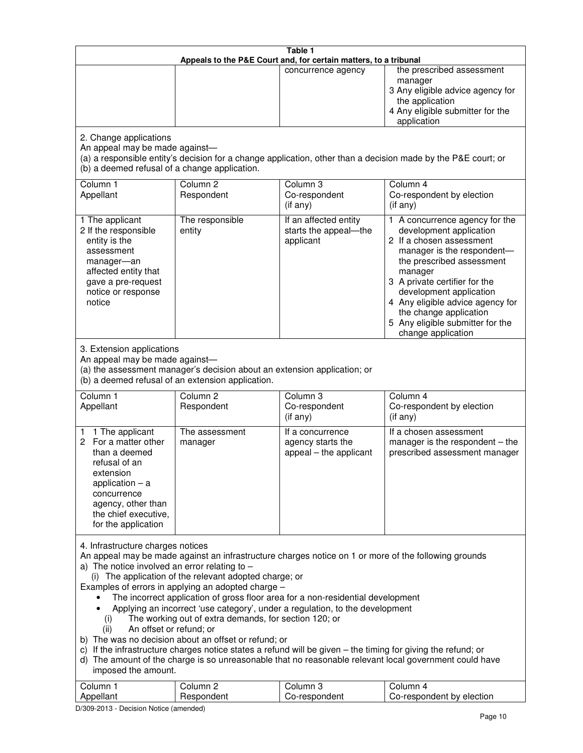**Table 1**
**Appeals to the P&E Court and, for certain matters, to a tribunal**

| | | | |
|---|---|---|---|
| | | concurrence agency | the prescribed assessment manager<br>3 Any eligible advice agency for the application<br>4 Any eligible submitter for the application |

2. Change applications
An appeal may be made against—
(a) a responsible entity's decision for a change application, other than a decision made by the P&E court; or
(b) a deemed refusal of a change application.

| Column 1<br>Appellant | Column 2<br>Respondent | Column 3<br>Co-respondent<br>(if any) | Column 4<br>Co-respondent by election<br>(if any) |
|---|---|---|---|
| 1 The applicant<br>2 If the responsible entity is the assessment manager—an affected entity that gave a pre-request notice or response notice | The responsible entity | If an affected entity starts the appeal—the applicant | 1 A concurrence agency for the development application<br>2 If a chosen assessment manager is the respondent—the prescribed assessment manager<br>3 A private certifier for the development application<br>4 Any eligible advice agency for the change application<br>5 Any eligible submitter for the change application |

3. Extension applications
An appeal may be made against—
(a) the assessment manager's decision about an extension application; or
(b) a deemed refusal of an extension application.

| Column 1<br>Appellant | Column 2<br>Respondent | Column 3<br>Co-respondent<br>(if any) | Column 4<br>Co-respondent by election<br>(if any) |
|---|---|---|---|
| 1 1 The applicant<br>2 For a matter other than a deemed refusal of an extension application – a concurrence agency, other than the chief executive, for the application | The assessment manager | If a concurrence agency starts the appeal – the applicant | If a chosen assessment manager is the respondent – the prescribed assessment manager |

4. Infrastructure charges notices
An appeal may be made against an infrastructure charges notice on 1 or more of the following grounds
a) The notice involved an error relating to –
(i) The application of the relevant adopted charge; or
Examples of errors in applying an adopted charge –
- The incorrect application of gross floor area for a non-residential development
- Applying an incorrect 'use category', under a regulation, to the development
(i) The working out of extra demands, for section 120; or
(ii) An offset or refund; or
b) The was no decision about an offset or refund; or
c) If the infrastructure charges notice states a refund will be given – the timing for giving the refund; or
d) The amount of the charge is so unreasonable that no reasonable relevant local government could have imposed the amount.

| Column 1<br>Appellant | Column 2<br>Respondent | Column 3<br>Co-respondent | Column 4<br>Co-respondent by election |
|---|---|---|---|

D/309-2013 - Decision Notice (amended)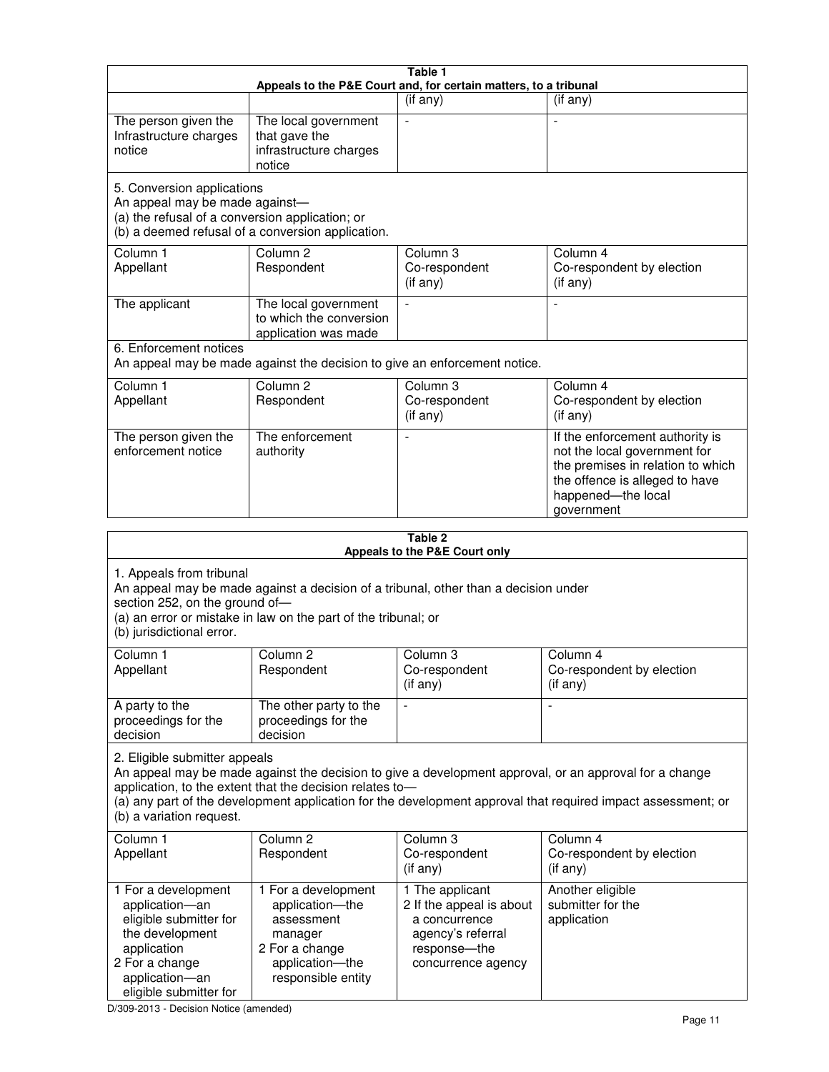| Table 1 | | | |
|---|---|---|---|
| **Appeals to the P&E Court and, for certain matters, to a tribunal** | | | |
| | | (if any) | (if any) |
| The person given the Infrastructure charges notice | The local government that gave the infrastructure charges notice | - | - |
| 5. Conversion applications<br>An appeal may be made against—<br>(a) the refusal of a conversion application; or<br>(b) a deemed refusal of a conversion application. | | | |
| Column 1<br>Appellant | Column 2<br>Respondent | Column 3<br>Co-respondent<br>(if any) | Column 4<br>Co-respondent by election<br>(if any) |
| The applicant | The local government to which the conversion application was made | - | - |
| 6. Enforcement notices<br>An appeal may be made against the decision to give an enforcement notice. | | | |
| Column 1<br>Appellant | Column 2<br>Respondent | Column 3<br>Co-respondent<br>(if any) | Column 4<br>Co-respondent by election<br>(if any) |
| The person given the enforcement notice | The enforcement authority | - | If the enforcement authority is not the local government for the premises in relation to which the offence is alleged to have happened—the local government |

| Table 2 | | | |
|---|---|---|---|
| **Appeals to the P&E Court only** | | | |
| 1. Appeals from tribunal<br>An appeal may be made against a decision of a tribunal, other than a decision under section 252, on the ground of—<br>(a) an error or mistake in law on the part of the tribunal; or<br>(b) jurisdictional error. | | | |
| Column 1<br>Appellant | Column 2<br>Respondent | Column 3<br>Co-respondent<br>(if any) | Column 4<br>Co-respondent by election<br>(if any) |
| A party to the proceedings for the decision | The other party to the proceedings for the decision | - | - |
| 2. Eligible submitter appeals<br>An appeal may be made against the decision to give a development approval, or an approval for a change application, to the extent that the decision relates to—<br>(a) any part of the development application for the development approval that required impact assessment; or<br>(b) a variation request. | | | |
| Column 1<br>Appellant | Column 2<br>Respondent | Column 3<br>Co-respondent<br>(if any) | Column 4<br>Co-respondent by election<br>(if any) |
| 1 For a development application—an eligible submitter for the development application<br>2 For a change application—an eligible submitter for | 1 For a development application—the assessment manager<br>2 For a change application—the responsible entity | 1 The applicant<br>2 If the appeal is about a concurrence agency's referral response—the concurrence agency | Another eligible submitter for the application |

D/309-2013 - Decision Notice (amended)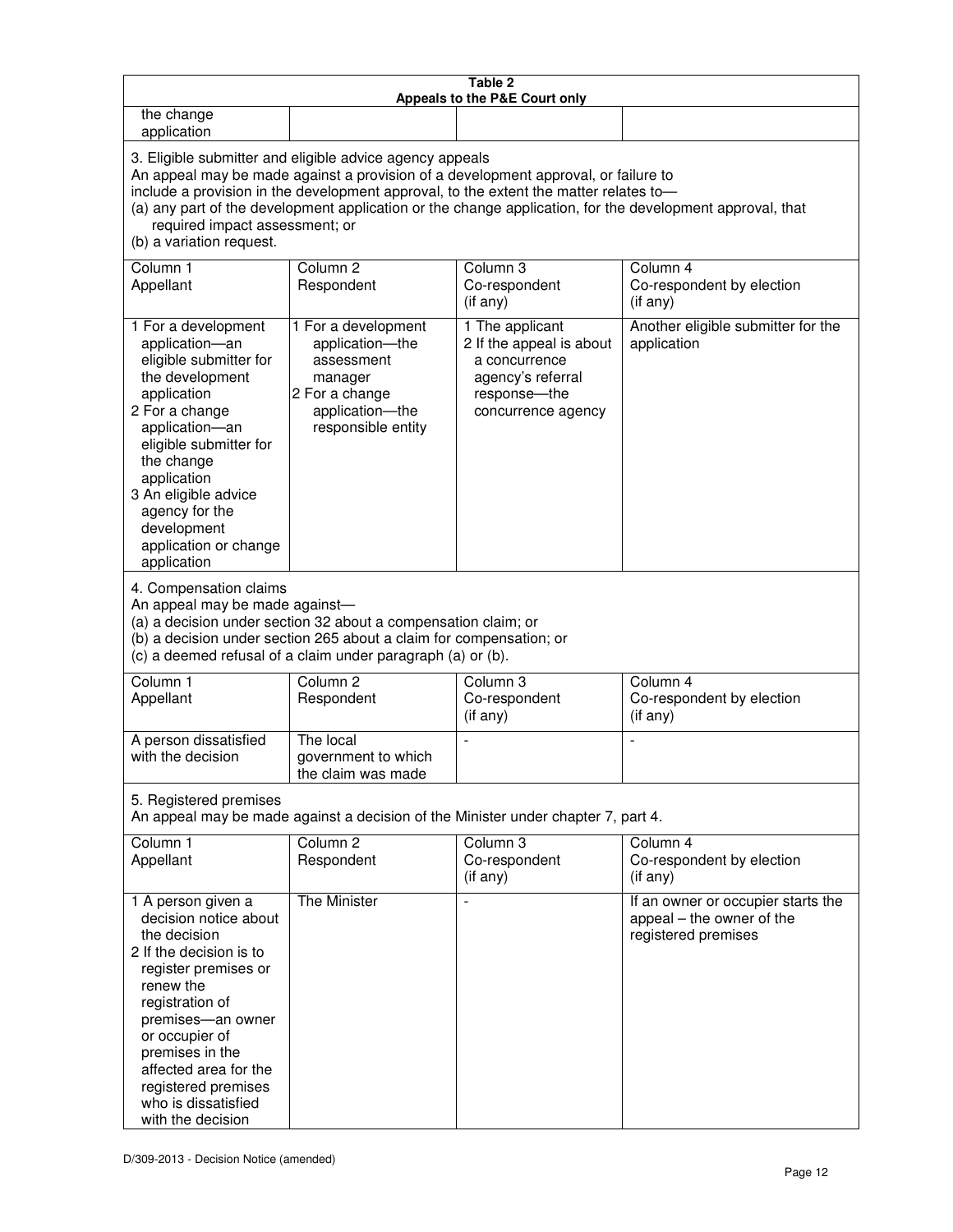**Table 2**
**Appeals to the P&E Court only**

| | | | |
|---|---|---|---|
| the change application | | | |

3. Eligible submitter and eligible advice agency appeals
An appeal may be made against a provision of a development approval, or failure to include a provision in the development approval, to the extent the matter relates to—
(a) any part of the development application or the change application, for the development approval, that required impact assessment; or
(b) a variation request.

| Column 1<br>Appellant | Column 2<br>Respondent | Column 3<br>Co-respondent<br>(if any) | Column 4<br>Co-respondent by election<br>(if any) |
|---|---|---|---|
| 1 For a development application—an eligible submitter for the development application<br>2 For a change application—an eligible submitter for the change application<br>3 An eligible advice agency for the development application or change application | 1 For a development application—the assessment manager<br>2 For a change application—the responsible entity | 1 The applicant<br>2 If the appeal is about a concurrence agency's referral response—the concurrence agency | Another eligible submitter for the application |

4. Compensation claims
An appeal may be made against—
(a) a decision under section 32 about a compensation claim; or
(b) a decision under section 265 about a claim for compensation; or
(c) a deemed refusal of a claim under paragraph (a) or (b).

| Column 1<br>Appellant | Column 2<br>Respondent | Column 3<br>Co-respondent<br>(if any) | Column 4<br>Co-respondent by election<br>(if any) |
|---|---|---|---|
| A person dissatisfied with the decision | The local government to which the claim was made | - | - |

5. Registered premises
An appeal may be made against a decision of the Minister under chapter 7, part 4.

| Column 1<br>Appellant | Column 2<br>Respondent | Column 3<br>Co-respondent<br>(if any) | Column 4<br>Co-respondent by election<br>(if any) |
|---|---|---|---|
| 1 A person given a decision notice about the decision<br>2 If the decision is to register premises or renew the registration of premises—an owner or occupier of premises in the affected area for the registered premises who is dissatisfied with the decision | The Minister | - | If an owner or occupier starts the appeal – the owner of the registered premises |

D/309-2013 - Decision Notice (amended)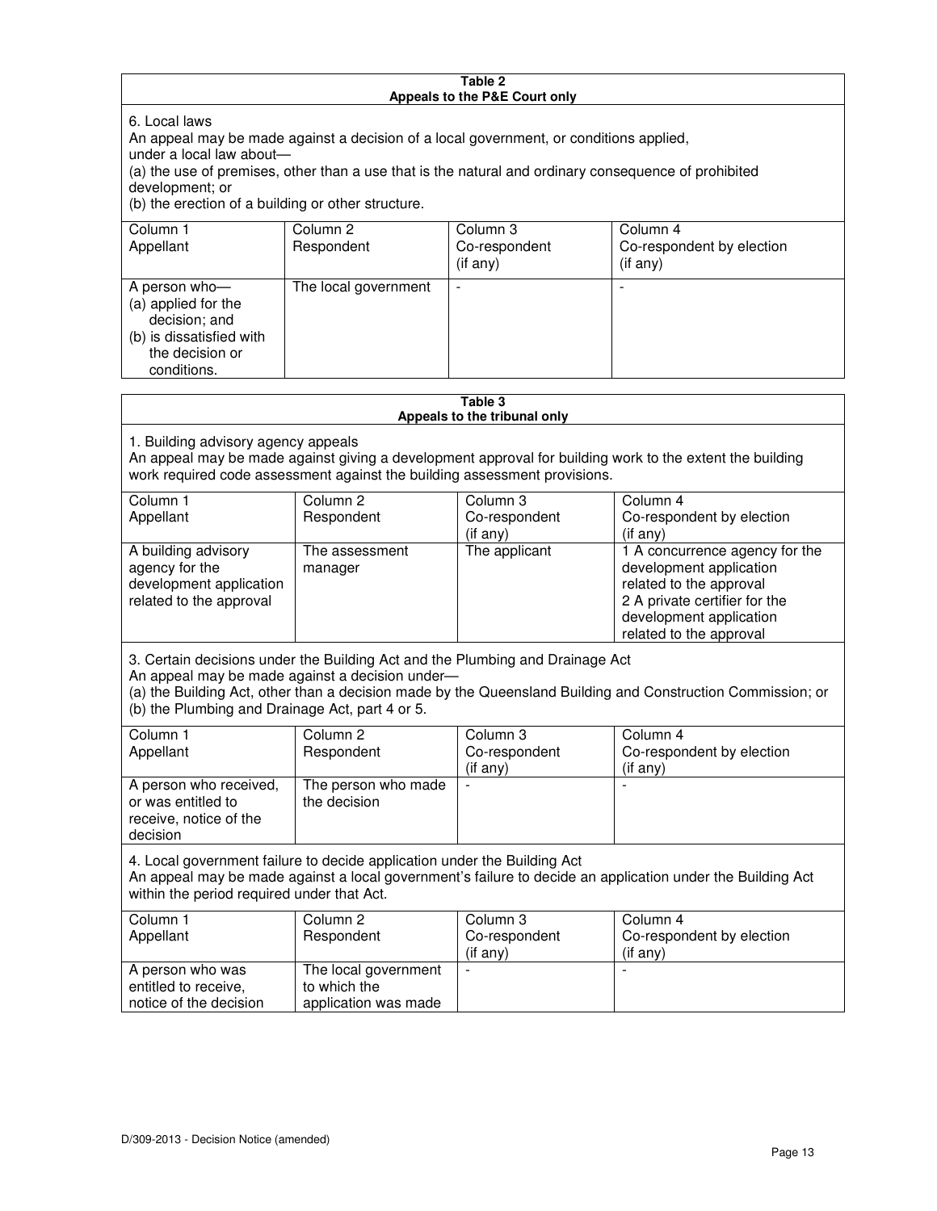**Table 2**
**Appeals to the P&E Court only**

6. Local laws

An appeal may be made against a decision of a local government, or conditions applied, under a local law about—

(a) the use of premises, other than a use that is the natural and ordinary consequence of prohibited development; or

(b) the erection of a building or other structure.

| Column 1<br>Appellant | Column 2<br>Respondent | Column 3<br>Co-respondent<br>(if any) | Column 4<br>Co-respondent by election<br>(if any) |
|---|---|---|---|
| A person who—<br>(a) applied for the decision; and<br>(b) is dissatisfied with the decision or conditions. | The local government | - | - |

**Table 3**
**Appeals to the tribunal only**

1. Building advisory agency appeals

An appeal may be made against giving a development approval for building work to the extent the building work required code assessment against the building assessment provisions.

| Column 1<br>Appellant | Column 2<br>Respondent | Column 3<br>Co-respondent<br>(if any) | Column 4<br>Co-respondent by election<br>(if any) |
|---|---|---|---|
| A building advisory agency for the development application related to the approval | The assessment manager | The applicant | 1 A concurrence agency for the development application related to the approval<br>2 A private certifier for the development application related to the approval |

3. Certain decisions under the Building Act and the Plumbing and Drainage Act

An appeal may be made against a decision under—

(a) the Building Act, other than a decision made by the Queensland Building and Construction Commission; or

(b) the Plumbing and Drainage Act, part 4 or 5.

| Column 1<br>Appellant | Column 2<br>Respondent | Column 3<br>Co-respondent<br>(if any) | Column 4<br>Co-respondent by election<br>(if any) |
|---|---|---|---|
| A person who received, or was entitled to receive, notice of the decision | The person who made the decision | - | - |

4. Local government failure to decide application under the Building Act

An appeal may be made against a local government's failure to decide an application under the Building Act within the period required under that Act.

| Column 1<br>Appellant | Column 2<br>Respondent | Column 3<br>Co-respondent<br>(if any) | Column 4<br>Co-respondent by election<br>(if any) |
|---|---|---|---|
| A person who was entitled to receive, notice of the decision | The local government to which the application was made | - | - |

D/309-2013 - Decision Notice (amended)